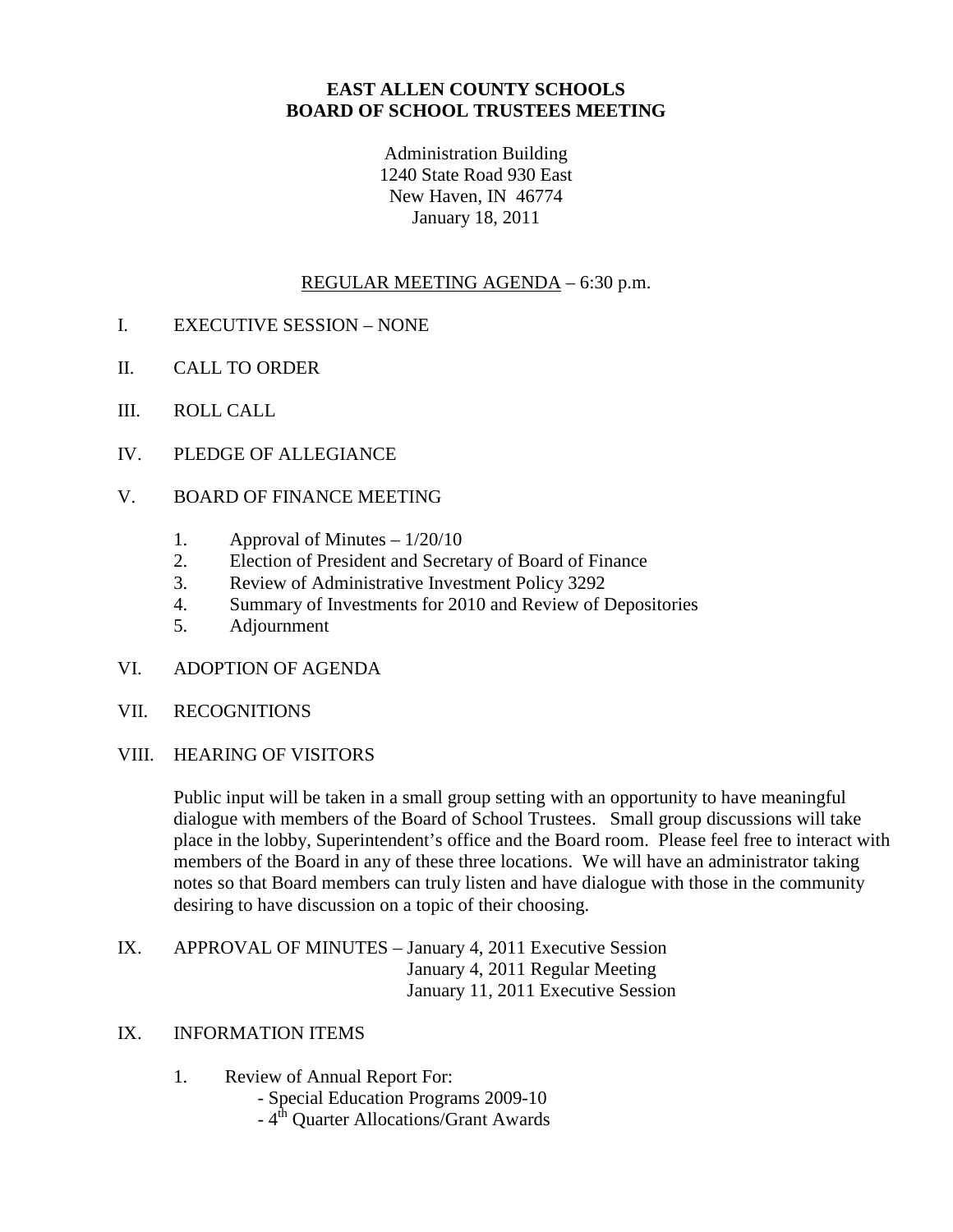**EAST ALLEN COUNTY SCHOOLS**
**BOARD OF SCHOOL TRUSTEES MEETING**

Administration Building
1240 State Road 930 East
New Haven, IN 46774
January 18, 2011

REGULAR MEETING AGENDA – 6:30 p.m.

I. EXECUTIVE SESSION – NONE

II. CALL TO ORDER

III. ROLL CALL

IV. PLEDGE OF ALLEGIANCE

V. BOARD OF FINANCE MEETING

1. Approval of Minutes – 1/20/10
2. Election of President and Secretary of Board of Finance
3. Review of Administrative Investment Policy 3292
4. Summary of Investments for 2010 and Review of Depositories
5. Adjournment

VI. ADOPTION OF AGENDA

VII. RECOGNITIONS

VIII. HEARING OF VISITORS

Public input will be taken in a small group setting with an opportunity to have meaningful dialogue with members of the Board of School Trustees. Small group discussions will take place in the lobby, Superintendent's office and the Board room. Please feel free to interact with members of the Board in any of these three locations. We will have an administrator taking notes so that Board members can truly listen and have dialogue with those in the community desiring to have discussion on a topic of their choosing.

IX. APPROVAL OF MINUTES – January 4, 2011 Executive Session
January 4, 2011 Regular Meeting
January 11, 2011 Executive Session

IX. INFORMATION ITEMS

1. Review of Annual Report For:
   - Special Education Programs 2009-10
   - 4th Quarter Allocations/Grant Awards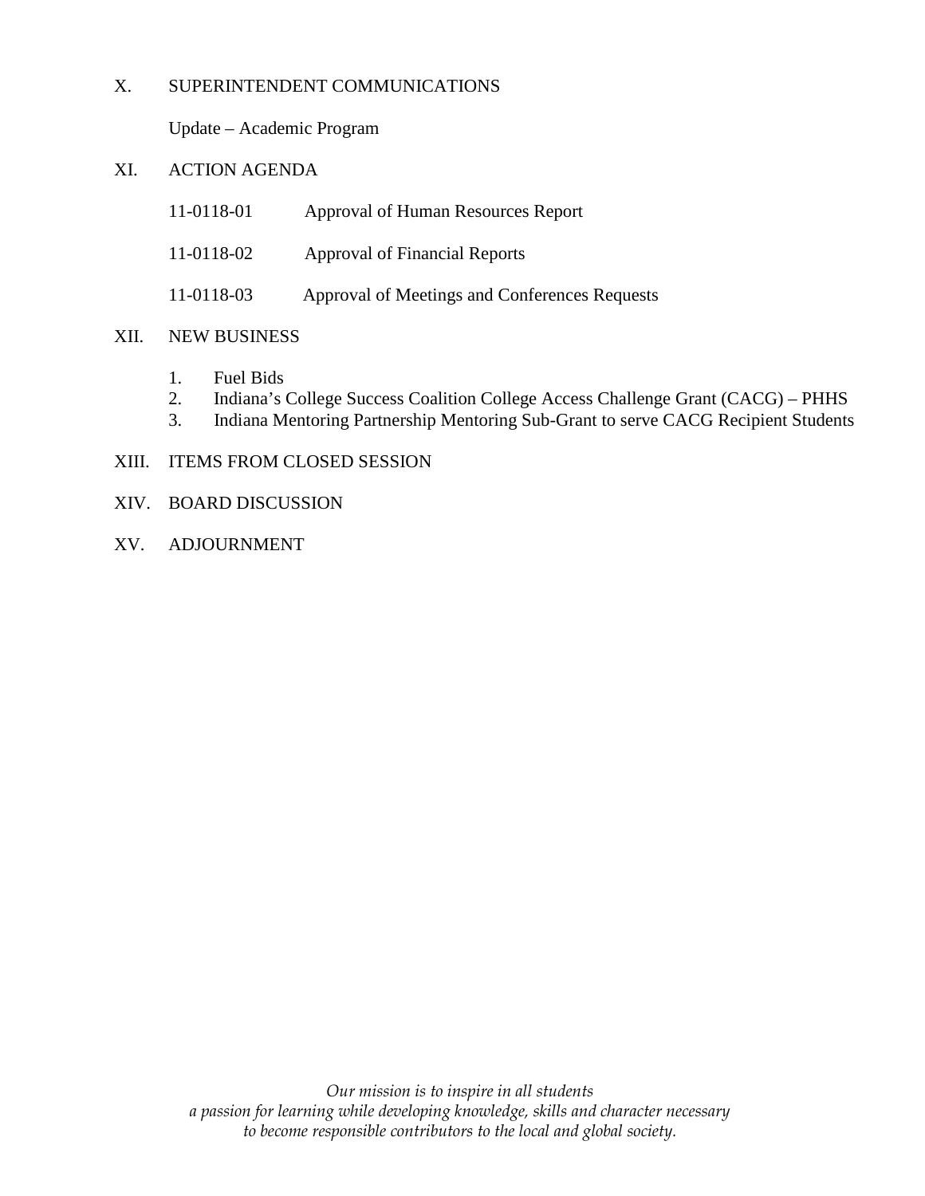X. SUPERINTENDENT COMMUNICATIONS

Update – Academic Program

XI. ACTION AGENDA

11-0118-01 Approval of Human Resources Report

11-0118-02 Approval of Financial Reports

11-0118-03 Approval of Meetings and Conferences Requests

XII. NEW BUSINESS

1. Fuel Bids
2. Indiana's College Success Coalition College Access Challenge Grant (CACG) – PHHS
3. Indiana Mentoring Partnership Mentoring Sub-Grant to serve CACG Recipient Students

XIII. ITEMS FROM CLOSED SESSION

XIV. BOARD DISCUSSION

XV. ADJOURNMENT

*Our mission is to inspire in all students*
*a passion for learning while developing knowledge, skills and character necessary*
*to become responsible contributors to the local and global society.*